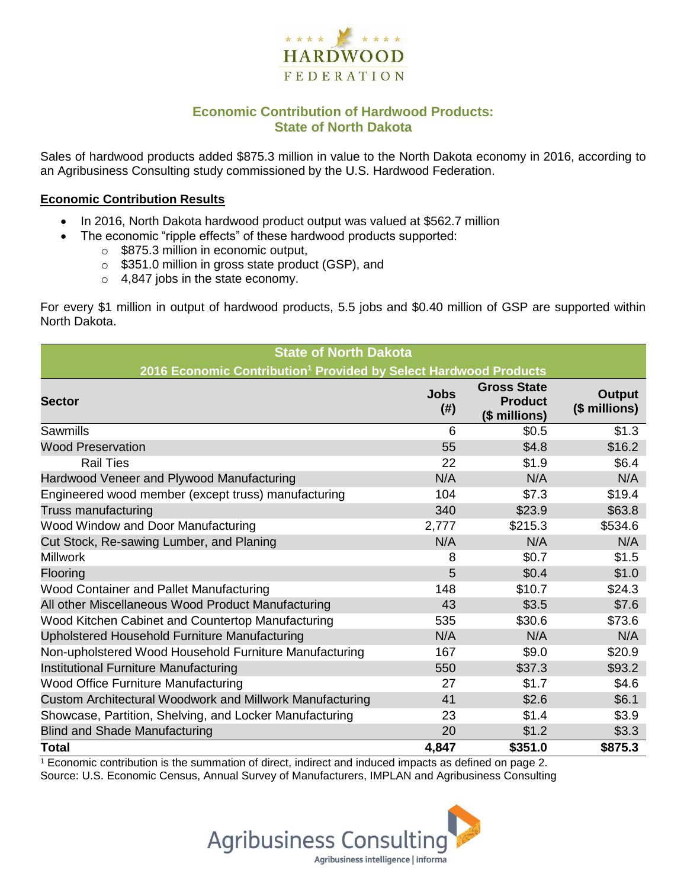HARDWOOD FEDERATION

## Economic Contribution of Hardwood Products: State of North Dakota

Sales of hardwood products added $875.3 million in value to the North Dakota economy in 2016, according to an Agribusiness Consulting study commissioned by the U.S. Hardwood Federation.

### Economic Contribution Results

- In 2016, North Dakota hardwood product output was valued at $562.7 million
- The economic "ripple effects" of these hardwood products supported:
  - $875.3 million in economic output,
  - $351.0 million in gross state product (GSP), and
  - 4,847 jobs in the state economy.

For every $1 million in output of hardwood products, 5.5 jobs and $0.40 million of GSP are supported within North Dakota.

**State of North Dakota**
**2016 Economic Contribution[1] Provided by Select Hardwood Products**

| Sector | Jobs (#) | Gross State Product ($ millions) | Output ($ millions) |
|---|---|---|---|
| Sawmills | 6 | $0.5 | $1.3 |
| Wood Preservation | 55 | $4.8 | $16.2 |
| Rail Ties | 22 | $1.9 | $6.4 |
| Hardwood Veneer and Plywood Manufacturing | N/A | N/A | N/A |
| Engineered wood member (except truss) manufacturing | 104 | $7.3 | $19.4 |
| Truss manufacturing | 340 | $23.9 | $63.8 |
| Wood Window and Door Manufacturing | 2,777 | $215.3 | $534.6 |
| Cut Stock, Re-sawing Lumber, and Planing | N/A | N/A | N/A |
| Millwork | 8 | $0.7 | $1.5 |
| Flooring | 5 | $0.4 | $1.0 |
| Wood Container and Pallet Manufacturing | 148 | $10.7 | $24.3 |
| All other Miscellaneous Wood Product Manufacturing | 43 | $3.5 | $7.6 |
| Wood Kitchen Cabinet and Countertop Manufacturing | 535 | $30.6 | $73.6 |
| Upholstered Household Furniture Manufacturing | N/A | N/A | N/A |
| Non-upholstered Wood Household Furniture Manufacturing | 167 | $9.0 | $20.9 |
| Institutional Furniture Manufacturing | 550 | $37.3 | $93.2 |
| Wood Office Furniture Manufacturing | 27 | $1.7 | $4.6 |
| Custom Architectural Woodwork and Millwork Manufacturing | 41 | $2.6 | $6.1 |
| Showcase, Partition, Shelving, and Locker Manufacturing | 23 | $1.4 | $3.9 |
| Blind and Shade Manufacturing | 20 | $1.2 | $3.3 |
| **Total** | **4,847** | **$351.0** | **$875.3** |

[1] Economic contribution is the summation of direct, indirect and induced impacts as defined on page 2.
Source: U.S. Economic Census, Annual Survey of Manufacturers, IMPLAN and Agribusiness Consulting

Agribusiness Consulting
Agribusiness intelligence | informa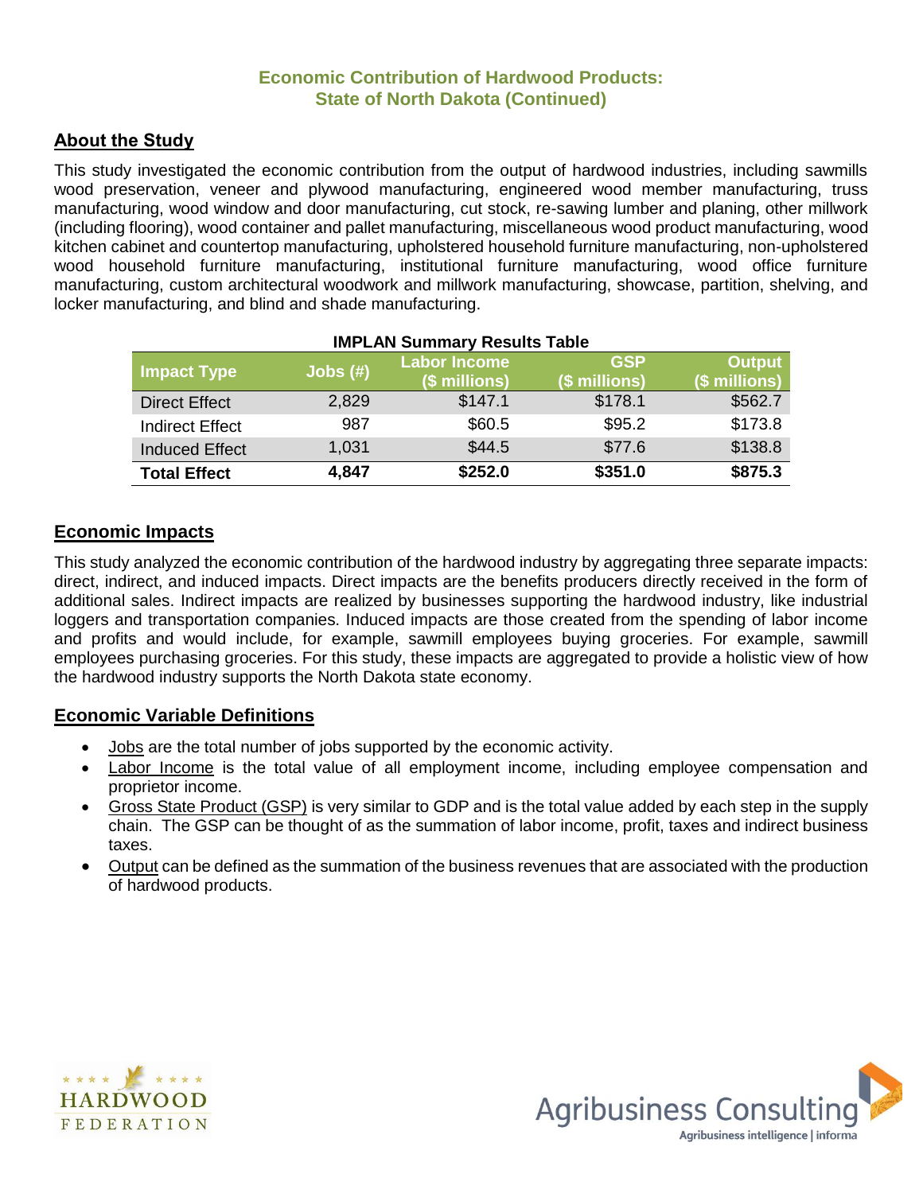**Economic Contribution of Hardwood Products:**
**State of North Dakota (Continued)**

## About the Study

This study investigated the economic contribution from the output of hardwood industries, including sawmills wood preservation, veneer and plywood manufacturing, engineered wood member manufacturing, truss manufacturing, wood window and door manufacturing, cut stock, re-sawing lumber and planing, other millwork (including flooring), wood container and pallet manufacturing, miscellaneous wood product manufacturing, wood kitchen cabinet and countertop manufacturing, upholstered household furniture manufacturing, non-upholstered wood household furniture manufacturing, institutional furniture manufacturing, wood office furniture manufacturing, custom architectural woodwork and millwork manufacturing, showcase, partition, shelving, and locker manufacturing, and blind and shade manufacturing.

**IMPLAN Summary Results Table**

| Impact Type | Jobs (#) | Labor Income ($ millions) | GSP ($ millions) | Output ($ millions) |
|---|---|---|---|---|
| Direct Effect | 2,829 | $147.1 | $178.1 | $562.7 |
| Indirect Effect | 987 | $60.5 | $95.2 | $173.8 |
| Induced Effect | 1,031 | $44.5 | $77.6 | $138.8 |
| **Total Effect** | **4,847** | **$252.0** | **$351.0** | **$875.3** |

## Economic Impacts

This study analyzed the economic contribution of the hardwood industry by aggregating three separate impacts: direct, indirect, and induced impacts. Direct impacts are the benefits producers directly received in the form of additional sales. Indirect impacts are realized by businesses supporting the hardwood industry, like industrial loggers and transportation companies. Induced impacts are those created from the spending of labor income and profits and would include, for example, sawmill employees buying groceries. For example, sawmill employees purchasing groceries. For this study, these impacts are aggregated to provide a holistic view of how the hardwood industry supports the North Dakota state economy.

## Economic Variable Definitions

- Jobs are the total number of jobs supported by the economic activity.
- Labor Income is the total value of all employment income, including employee compensation and proprietor income.
- Gross State Product (GSP) is very similar to GDP and is the total value added by each step in the supply chain. The GSP can be thought of as the summation of labor income, profit, taxes and indirect business taxes.
- Output can be defined as the summation of the business revenues that are associated with the production of hardwood products.

HARDWOOD FEDERATION

Agribusiness Consulting
Agribusiness intelligence | informa